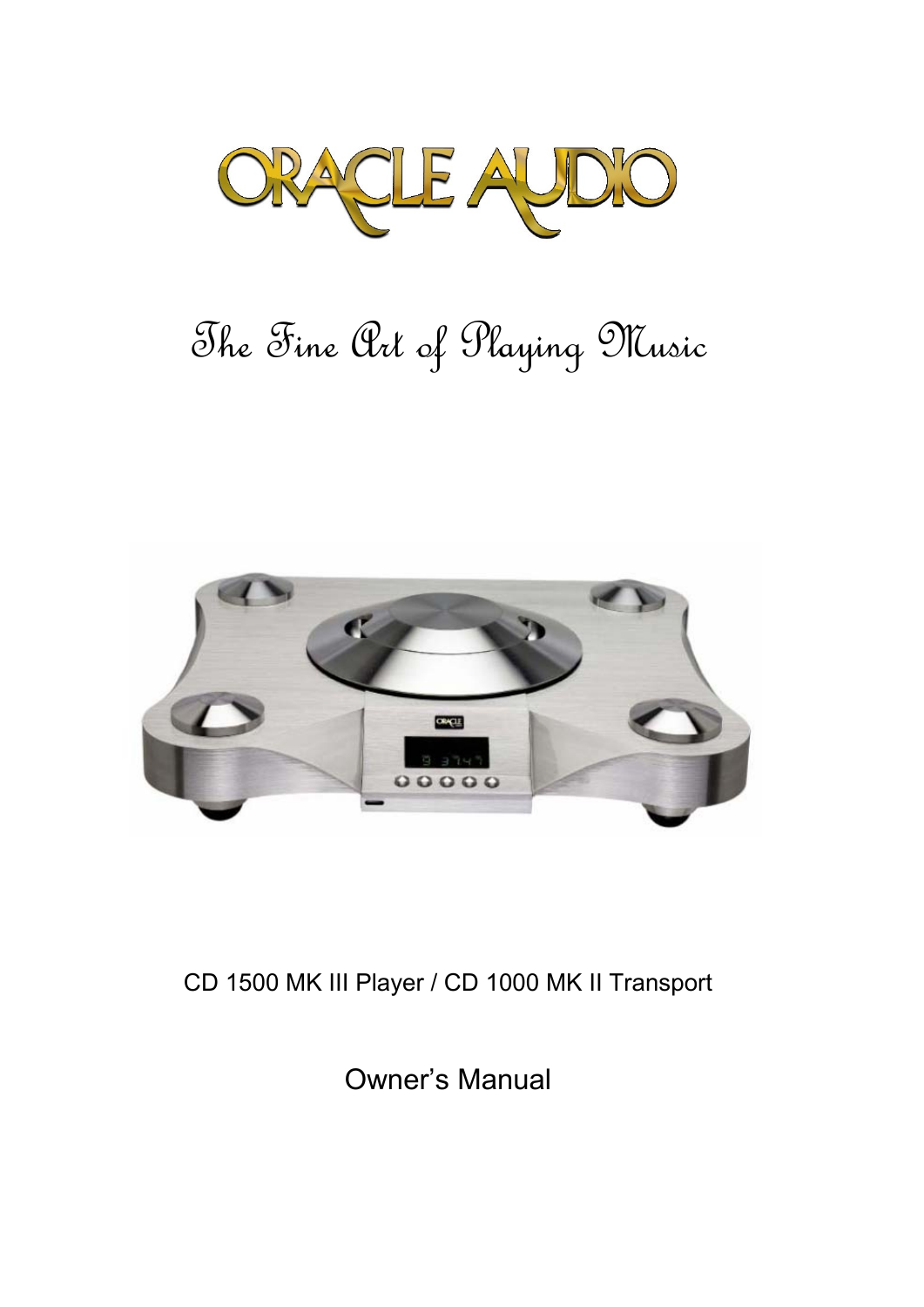# ORACLE AUDIO

The Fine Art of Playing Music

CD 1500 MK III Player / CD 1000 MK II Transport

Owner's Manual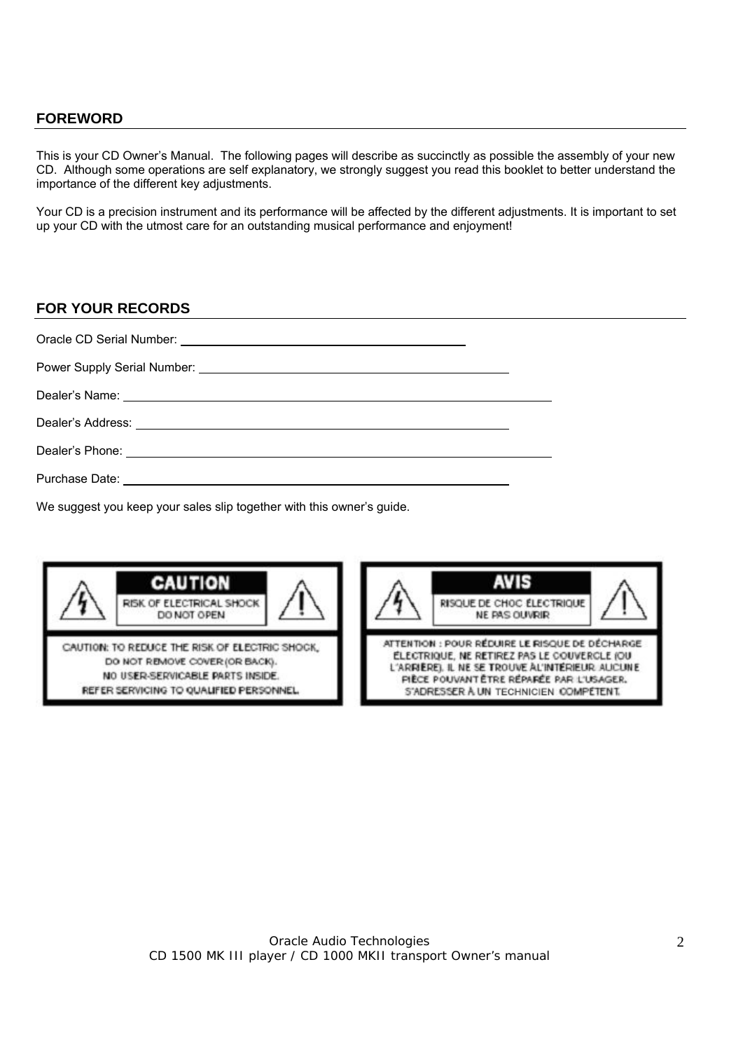## FOREWORD

This is your CD Owner's Manual. The following pages will describe as succinctly as possible the assembly of your new CD. Although some operations are self explanatory, we strongly suggest you read this booklet to better understand the importance of the different key adjustments.

Your CD is a precision instrument and its performance will be affected by the different adjustments. It is important to set up your CD with the utmost care for an outstanding musical performance and enjoyment!

## FOR YOUR RECORDS

Oracle CD Serial Number: ____________________________________

Power Supply Serial Number: ____________________________________

Dealer's Name: ____________________________________

Dealer's Address: ____________________________________

Dealer's Phone: ____________________________________

Purchase Date: ____________________________________

We suggest you keep your sales slip together with this owner's guide.

**CAUTION**

RISK OF ELECTRICAL SHOCK
DO NOT OPEN

CAUTION: TO REDUCE THE RISK OF ELECTRIC SHOCK, DO NOT REMOVE COVER (OR BACK). NO USER-SERVICABLE PARTS INSIDE. REFER SERVICING TO QUALIFIED PERSONNEL.

**AVIS**

RISQUE DE CHOC ÉLECTRIQUE
NE PAS OUVRIR

ATTENTION : POUR RÉDUIRE LE RISQUE DE DÉCHARGE ÉLECTRIQUE, NE RETIREZ PAS LE COUVERCLE (OU L'ARRIÈRE). IL NE SE TROUVE ÀL'INTÉRIEUR AUCUNE PIÈCE POUVANT ÊTRE RÉPARÉE PAR L'USAGER. S'ADRESSER À UN TECHNICIEN COMPÉTENT.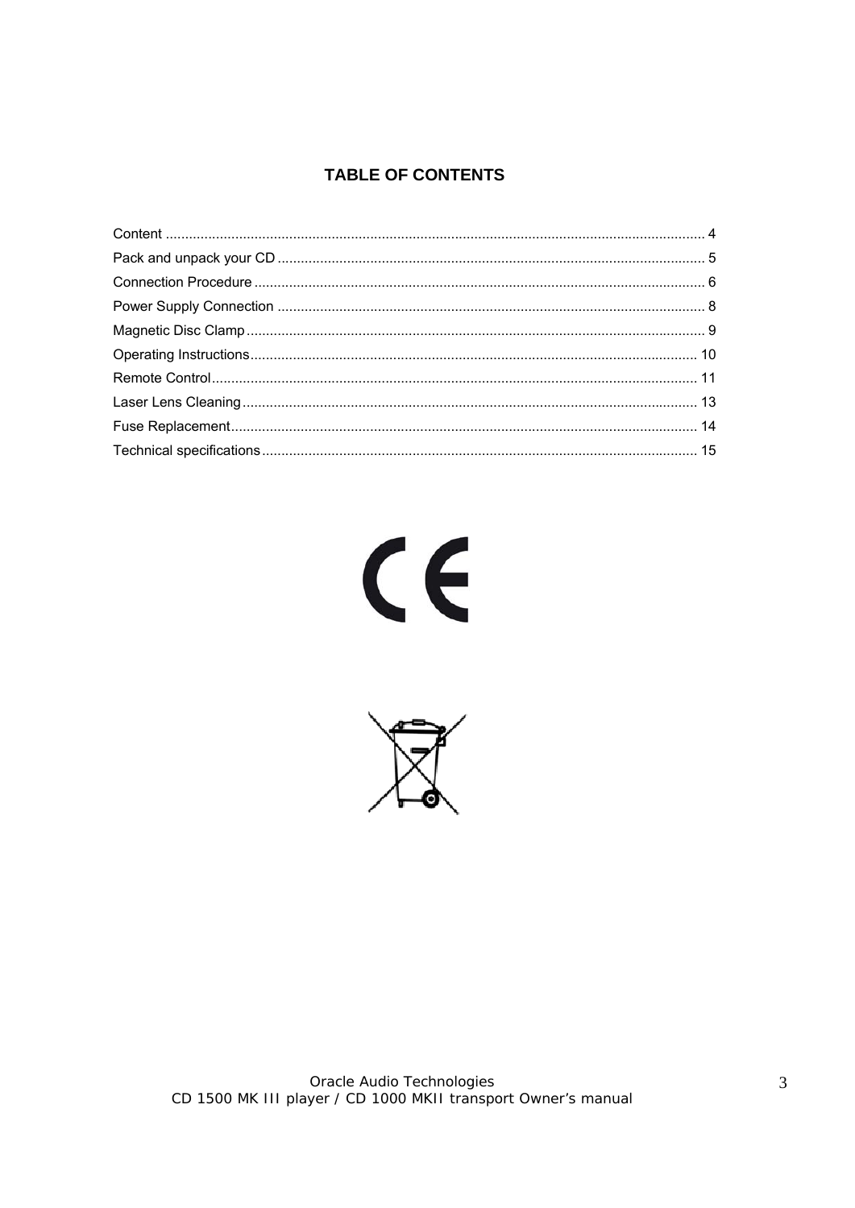# TABLE OF CONTENTS

Content .......................................................................................................................................... 4

Pack and unpack your CD ............................................................................................................. 5

Connection Procedure .................................................................................................................... 6

Power Supply Connection ............................................................................................................. 8

Magnetic Disc Clamp ...................................................................................................................... 9

Operating Instructions.................................................................................................................... 10

Remote Control............................................................................................................................... 11

Laser Lens Cleaning ...................................................................................................................... 13

Fuse Replacement.......................................................................................................................... 14

Technical specifications ................................................................................................................ 15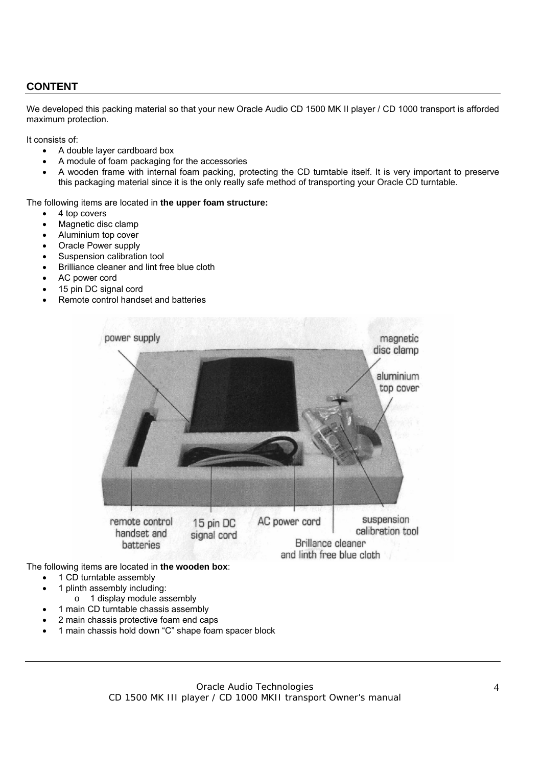## CONTENT

We developed this packing material so that your new Oracle Audio CD 1500 MK II player / CD 1000 transport is afforded maximum protection.

It consists of:

- A double layer cardboard box
- A module of foam packaging for the accessories
- A wooden frame with internal foam packing, protecting the CD turntable itself. It is very important to preserve this packaging material since it is the only really safe method of transporting your Oracle CD turntable.

The following items are located in **the upper foam structure:**

- 4 top covers
- Magnetic disc clamp
- Aluminium top cover
- Oracle Power supply
- Suspension calibration tool
- Brilliance cleaner and lint free blue cloth
- AC power cord
- 15 pin DC signal cord
- Remote control handset and batteries

The following items are located in **the wooden box**:

- 1 CD turntable assembly
- 1 plinth assembly including:
  - 1 display module assembly
- 1 main CD turntable chassis assembly
- 2 main chassis protective foam end caps
- 1 main chassis hold down "C" shape foam spacer block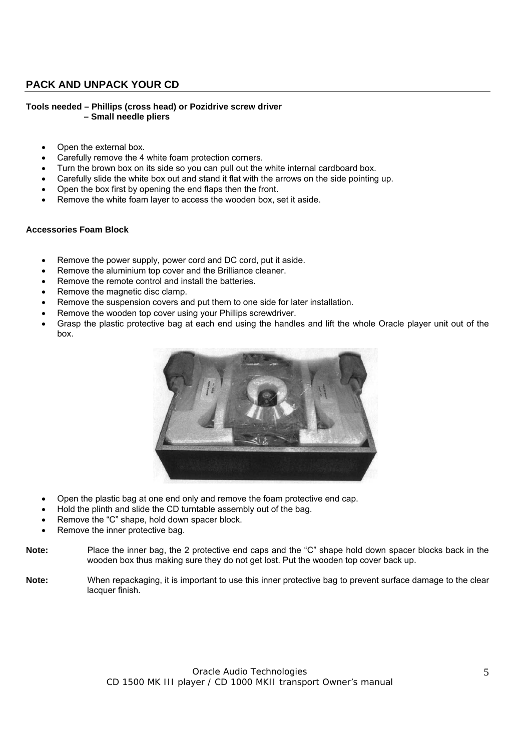## PACK AND UNPACK YOUR CD

**Tools needed – Phillips (cross head) or Pozidrive screw driver**
**– Small needle pliers**

- Open the external box.
- Carefully remove the 4 white foam protection corners.
- Turn the brown box on its side so you can pull out the white internal cardboard box.
- Carefully slide the white box out and stand it flat with the arrows on the side pointing up.
- Open the box first by opening the end flaps then the front.
- Remove the white foam layer to access the wooden box, set it aside.

**Accessories Foam Block**

- Remove the power supply, power cord and DC cord, put it aside.
- Remove the aluminium top cover and the Brilliance cleaner.
- Remove the remote control and install the batteries.
- Remove the magnetic disc clamp.
- Remove the suspension covers and put them to one side for later installation.
- Remove the wooden top cover using your Phillips screwdriver.
- Grasp the plastic protective bag at each end using the handles and lift the whole Oracle player unit out of the box.

- Open the plastic bag at one end only and remove the foam protective end cap.
- Hold the plinth and slide the CD turntable assembly out of the bag.
- Remove the "C" shape, hold down spacer block.
- Remove the inner protective bag.

**Note:** Place the inner bag, the 2 protective end caps and the "C" shape hold down spacer blocks back in the wooden box thus making sure they do not get lost. Put the wooden top cover back up.

**Note:** When repackaging, it is important to use this inner protective bag to prevent surface damage to the clear lacquer finish.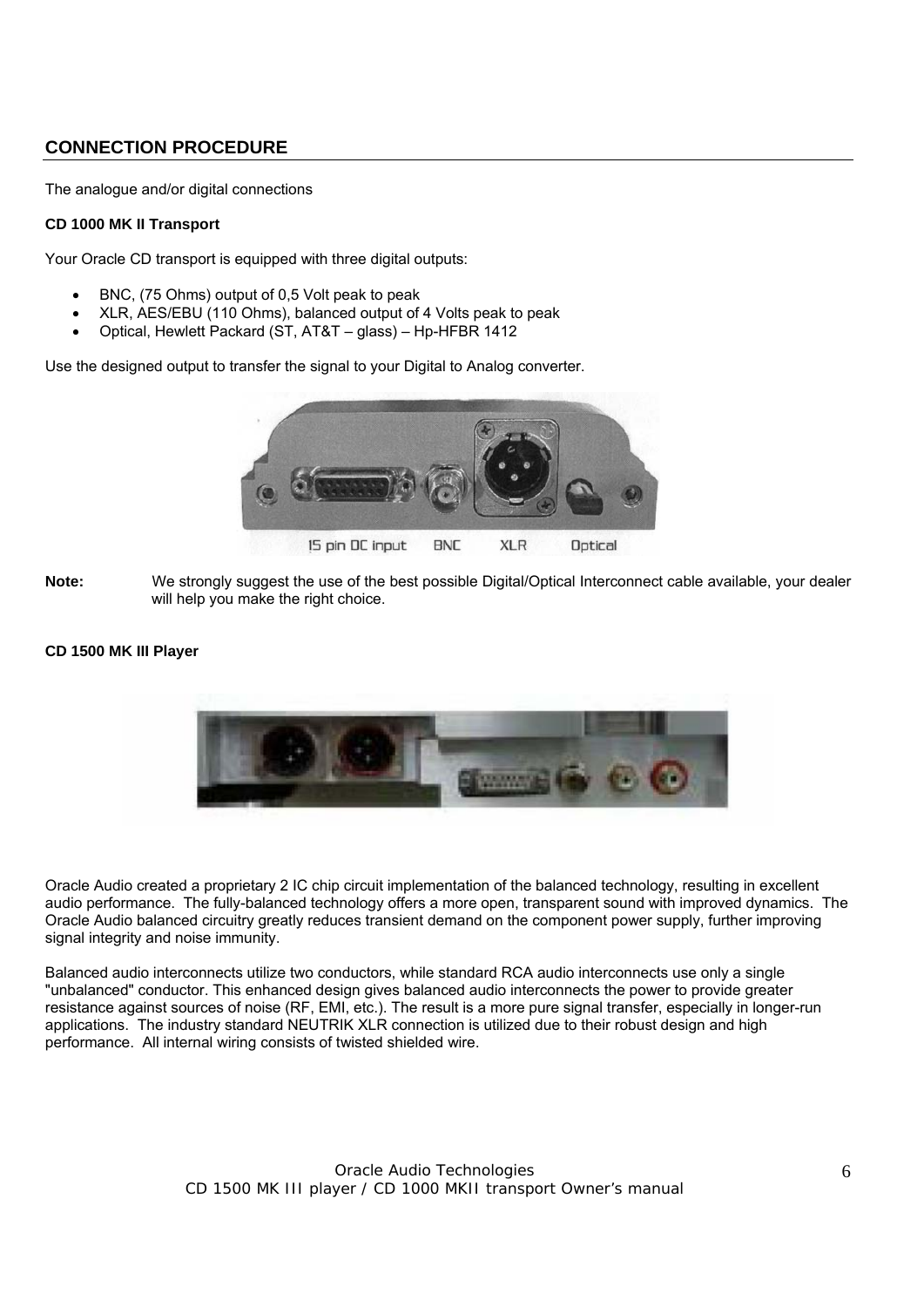## CONNECTION PROCEDURE

The analogue and/or digital connections

**CD 1000 MK II Transport**

Your Oracle CD transport is equipped with three digital outputs:

- BNC, (75 Ohms) output of 0,5 Volt peak to peak
- XLR, AES/EBU (110 Ohms), balanced output of 4 Volts peak to peak
- Optical, Hewlett Packard (ST, AT&T – glass) – Hp-HFBR 1412

Use the designed output to transfer the signal to your Digital to Analog converter.

15 pin DC input    BNC    XLR    Optical

**Note:** We strongly suggest the use of the best possible Digital/Optical Interconnect cable available, your dealer will help you make the right choice.

**CD 1500 MK III Player**

Oracle Audio created a proprietary 2 IC chip circuit implementation of the balanced technology, resulting in excellent audio performance. The fully-balanced technology offers a more open, transparent sound with improved dynamics. The Oracle Audio balanced circuitry greatly reduces transient demand on the component power supply, further improving signal integrity and noise immunity.

Balanced audio interconnects utilize two conductors, while standard RCA audio interconnects use only a single "unbalanced" conductor. This enhanced design gives balanced audio interconnects the power to provide greater resistance against sources of noise (RF, EMI, etc.). The result is a more pure signal transfer, especially in longer-run applications. The industry standard NEUTRIK XLR connection is utilized due to their robust design and high performance. All internal wiring consists of twisted shielded wire.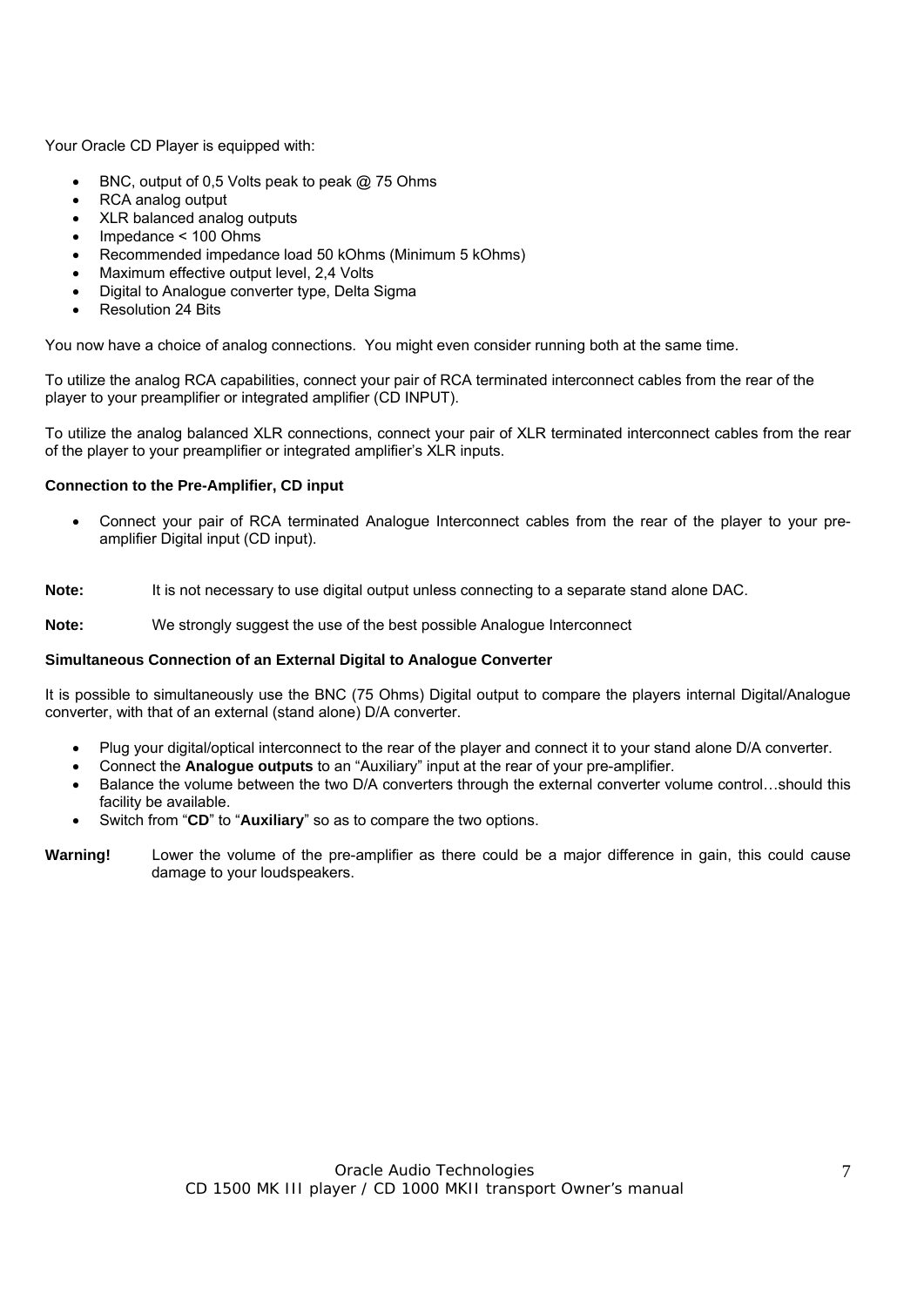Your Oracle CD Player is equipped with:

- BNC, output of 0,5 Volts peak to peak @ 75 Ohms
- RCA analog output
- XLR balanced analog outputs
- Impedance < 100 Ohms
- Recommended impedance load 50 kOhms (Minimum 5 kOhms)
- Maximum effective output level, 2,4 Volts
- Digital to Analogue converter type, Delta Sigma
- Resolution 24 Bits

You now have a choice of analog connections. You might even consider running both at the same time.

To utilize the analog RCA capabilities, connect your pair of RCA terminated interconnect cables from the rear of the player to your preamplifier or integrated amplifier (CD INPUT).

To utilize the analog balanced XLR connections, connect your pair of XLR terminated interconnect cables from the rear of the player to your preamplifier or integrated amplifier's XLR inputs.

**Connection to the Pre-Amplifier, CD input**

- Connect your pair of RCA terminated Analogue Interconnect cables from the rear of the player to your pre-amplifier Digital input (CD input).

**Note:** It is not necessary to use digital output unless connecting to a separate stand alone DAC.

**Note:** We strongly suggest the use of the best possible Analogue Interconnect

**Simultaneous Connection of an External Digital to Analogue Converter**

It is possible to simultaneously use the BNC (75 Ohms) Digital output to compare the players internal Digital/Analogue converter, with that of an external (stand alone) D/A converter.

- Plug your digital/optical interconnect to the rear of the player and connect it to your stand alone D/A converter.
- Connect the **Analogue outputs** to an "Auxiliary" input at the rear of your pre-amplifier.
- Balance the volume between the two D/A converters through the external converter volume control…should this facility be available.
- Switch from "**CD**" to "**Auxiliary**" so as to compare the two options.

**Warning!** Lower the volume of the pre-amplifier as there could be a major difference in gain, this could cause damage to your loudspeakers.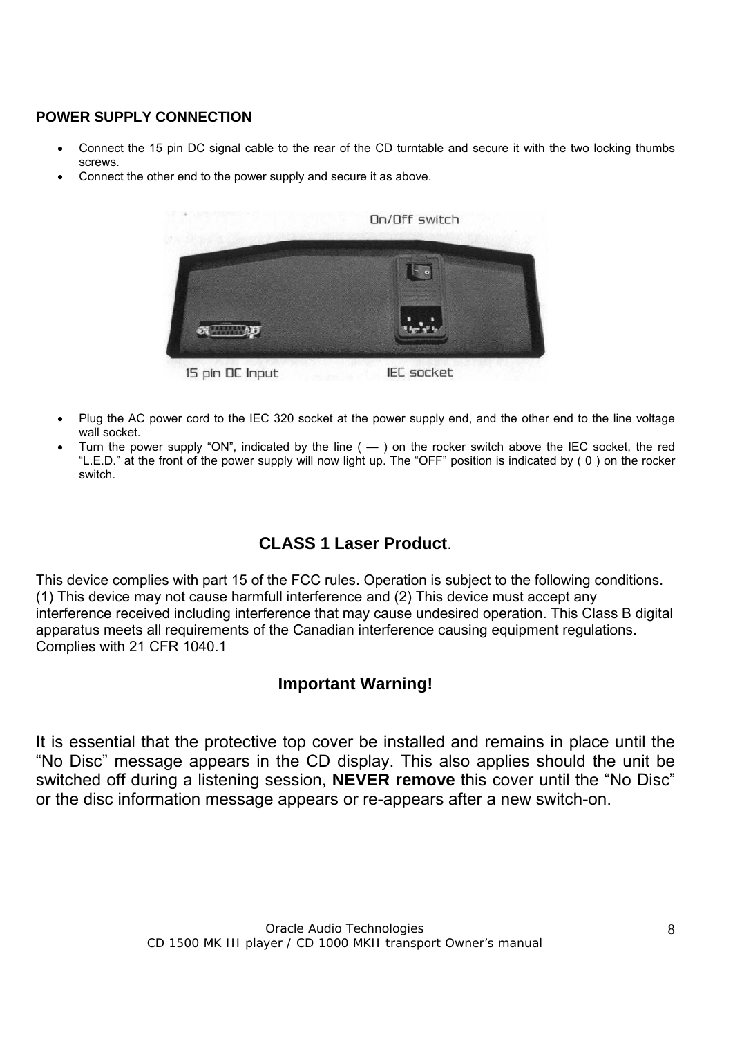## POWER SUPPLY CONNECTION

- Connect the 15 pin DC signal cable to the rear of the CD turntable and secure it with the two locking thumbs screws.
- Connect the other end to the power supply and secure it as above.

On/Off switch

15 pin DC Input

IEC socket

- Plug the AC power cord to the IEC 320 socket at the power supply end, and the other end to the line voltage wall socket.
- Turn the power supply "ON", indicated by the line ( — ) on the rocker switch above the IEC socket, the red "L.E.D." at the front of the power supply will now light up. The "OFF" position is indicated by ( 0 ) on the rocker switch.

### CLASS 1 Laser Product.

This device complies with part 15 of the FCC rules. Operation is subject to the following conditions. (1) This device may not cause harmfull interference and (2) This device must accept any interference received including interference that may cause undesired operation. This Class B digital apparatus meets all requirements of the Canadian interference causing equipment regulations. Complies with 21 CFR 1040.1

### Important Warning!

It is essential that the protective top cover be installed and remains in place until the "No Disc" message appears in the CD display. This also applies should the unit be switched off during a listening session, **NEVER remove** this cover until the "No Disc" or the disc information message appears or re-appears after a new switch-on.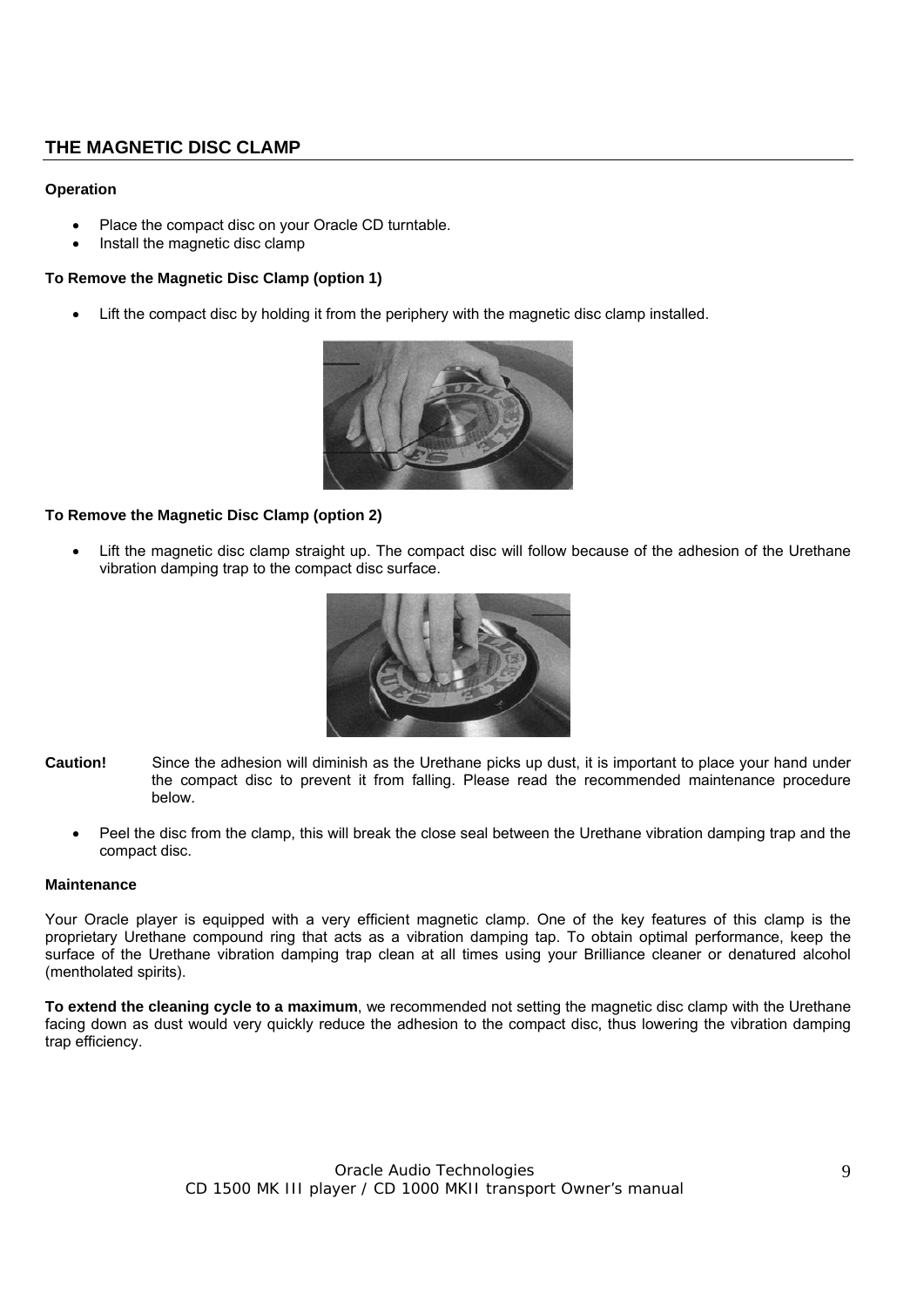## THE MAGNETIC DISC CLAMP

**Operation**

- Place the compact disc on your Oracle CD turntable.
- Install the magnetic disc clamp

**To Remove the Magnetic Disc Clamp (option 1)**

- Lift the compact disc by holding it from the periphery with the magnetic disc clamp installed.

**To Remove the Magnetic Disc Clamp (option 2)**

- Lift the magnetic disc clamp straight up. The compact disc will follow because of the adhesion of the Urethane vibration damping trap to the compact disc surface.

**Caution!** Since the adhesion will diminish as the Urethane picks up dust, it is important to place your hand under the compact disc to prevent it from falling. Please read the recommended maintenance procedure below.

- Peel the disc from the clamp, this will break the close seal between the Urethane vibration damping trap and the compact disc.

**Maintenance**

Your Oracle player is equipped with a very efficient magnetic clamp. One of the key features of this clamp is the proprietary Urethane compound ring that acts as a vibration damping tap. To obtain optimal performance, keep the surface of the Urethane vibration damping trap clean at all times using your Brilliance cleaner or denatured alcohol (mentholated spirits).

**To extend the cleaning cycle to a maximum**, we recommended not setting the magnetic disc clamp with the Urethane facing down as dust would very quickly reduce the adhesion to the compact disc, thus lowering the vibration damping trap efficiency.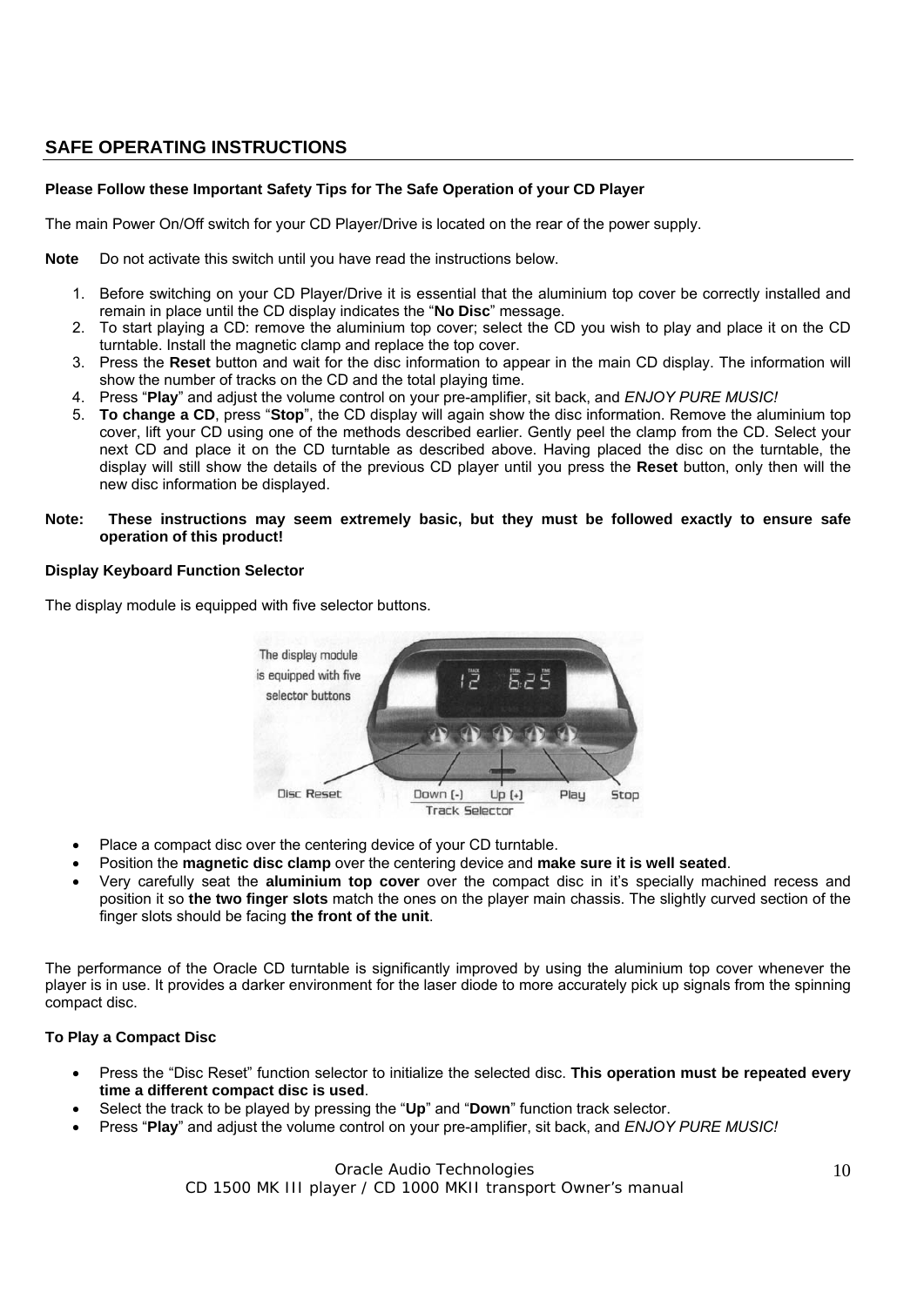## SAFE OPERATING INSTRUCTIONS

**Please Follow these Important Safety Tips for The Safe Operation of your CD Player**

The main Power On/Off switch for your CD Player/Drive is located on the rear of the power supply.

**Note** Do not activate this switch until you have read the instructions below.

1. Before switching on your CD Player/Drive it is essential that the aluminium top cover be correctly installed and remain in place until the CD display indicates the "**No Disc**" message.
2. To start playing a CD: remove the aluminium top cover; select the CD you wish to play and place it on the CD turntable. Install the magnetic clamp and replace the top cover.
3. Press the **Reset** button and wait for the disc information to appear in the main CD display. The information will show the number of tracks on the CD and the total playing time.
4. Press "**Play**" and adjust the volume control on your pre-amplifier, sit back, and *ENJOY PURE MUSIC!*
5. **To change a CD**, press "**Stop**", the CD display will again show the disc information. Remove the aluminium top cover, lift your CD using one of the methods described earlier. Gently peel the clamp from the CD. Select your next CD and place it on the CD turntable as described above. Having placed the disc on the turntable, the display will still show the details of the previous CD player until you press the **Reset** button, only then will the new disc information be displayed.

**Note: These instructions may seem extremely basic, but they must be followed exactly to ensure safe operation of this product!**

**Display Keyboard Function Selector**

The display module is equipped with five selector buttons.

The display module is equipped with five selector buttons

Disc Reset | Down (-) | Up (+) | Play | Stop

Track Selector

- Place a compact disc over the centering device of your CD turntable.
- Position the **magnetic disc clamp** over the centering device and **make sure it is well seated**.
- Very carefully seat the **aluminium top cover** over the compact disc in it's specially machined recess and position it so **the two finger slots** match the ones on the player main chassis. The slightly curved section of the finger slots should be facing **the front of the unit**.

The performance of the Oracle CD turntable is significantly improved by using the aluminium top cover whenever the player is in use. It provides a darker environment for the laser diode to more accurately pick up signals from the spinning compact disc.

**To Play a Compact Disc**

- Press the "Disc Reset" function selector to initialize the selected disc. **This operation must be repeated every time a different compact disc is used**.
- Select the track to be played by pressing the "**Up**" and "**Down**" function track selector.
- Press "**Play**" and adjust the volume control on your pre-amplifier, sit back, and *ENJOY PURE MUSIC!*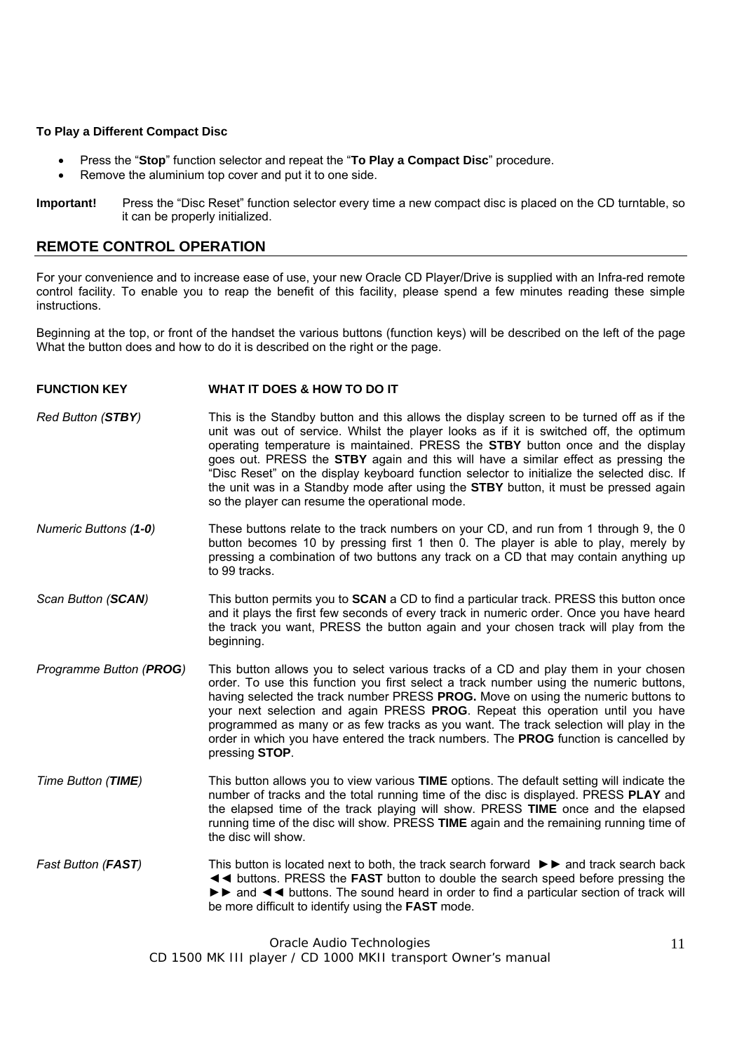**To Play a Different Compact Disc**

- Press the "**Stop**" function selector and repeat the "**To Play a Compact Disc**" procedure.
- Remove the aluminium top cover and put it to one side.

**Important!** Press the "Disc Reset" function selector every time a new compact disc is placed on the CD turntable, so it can be properly initialized.

## REMOTE CONTROL OPERATION

For your convenience and to increase ease of use, your new Oracle CD Player/Drive is supplied with an Infra-red remote control facility. To enable you to reap the benefit of this facility, please spend a few minutes reading these simple instructions.

Beginning at the top, or front of the handset the various buttons (function keys) will be described on the left of the page What the button does and how to do it is described on the right or the page.

| FUNCTION KEY | WHAT IT DOES & HOW TO DO IT |
|---|---|
| *Red Button (**STBY**)* | This is the Standby button and this allows the display screen to be turned off as if the unit was out of service. Whilst the player looks as if it is switched off, the optimum operating temperature is maintained. PRESS the **STBY** button once and the display goes out. PRESS the **STBY** again and this will have a similar effect as pressing the "Disc Reset" on the display keyboard function selector to initialize the selected disc. If the unit was in a Standby mode after using the **STBY** button, it must be pressed again so the player can resume the operational mode. |
| *Numeric Buttons (**1-0**)* | These buttons relate to the track numbers on your CD, and run from 1 through 9, the 0 button becomes 10 by pressing first 1 then 0. The player is able to play, merely by pressing a combination of two buttons any track on a CD that may contain anything up to 99 tracks. |
| *Scan Button (**SCAN**)* | This button permits you to **SCAN** a CD to find a particular track. PRESS this button once and it plays the first few seconds of every track in numeric order. Once you have heard the track you want, PRESS the button again and your chosen track will play from the beginning. |
| *Programme Button (**PROG**)* | This button allows you to select various tracks of a CD and play them in your chosen order. To use this function you first select a track number using the numeric buttons, having selected the track number PRESS **PROG.** Move on using the numeric buttons to your next selection and again PRESS **PROG**. Repeat this operation until you have programmed as many or as few tracks as you want. The track selection will play in the order in which you have entered the track numbers. The **PROG** function is cancelled by pressing **STOP**. |
| *Time Button (**TIME**)* | This button allows you to view various **TIME** options. The default setting will indicate the number of tracks and the total running time of the disc is displayed. PRESS **PLAY** and the elapsed time of the track playing will show. PRESS **TIME** once and the elapsed running time of the disc will show. PRESS **TIME** again and the remaining running time of the disc will show. |
| *Fast Button (**FAST**)* | This button is located next to both, the track search forward ►► and track search back ◄◄ buttons. PRESS the **FAST** button to double the search speed before pressing the ►► and ◄◄ buttons. The sound heard in order to find a particular section of track will be more difficult to identify using the **FAST** mode. |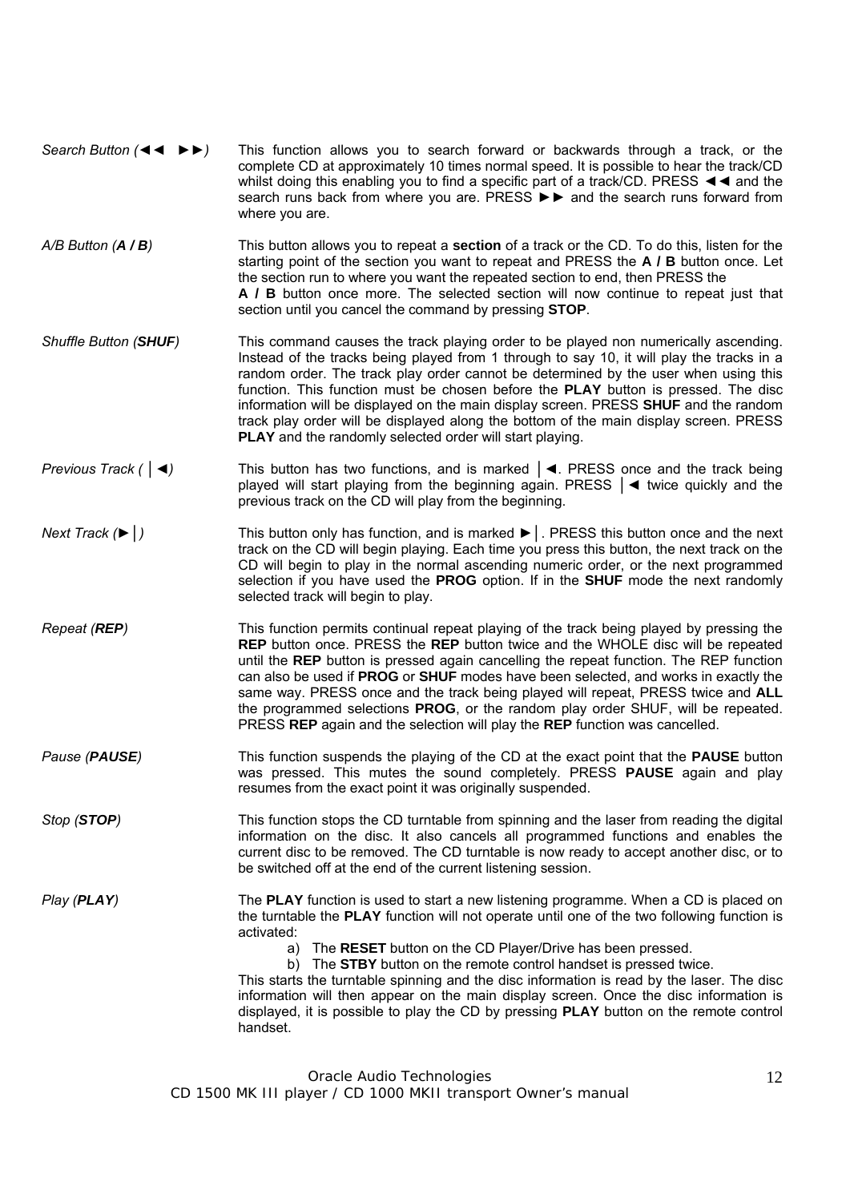*Search Button (◄◄ ►►)* — This function allows you to search forward or backwards through a track, or the complete CD at approximately 10 times normal speed. It is possible to hear the track/CD whilst doing this enabling you to find a specific part of a track/CD. PRESS ◄◄ and the search runs back from where you are. PRESS ►► and the search runs forward from where you are.

*A/B Button (**A / B**)* — This button allows you to repeat a **section** of a track or the CD. To do this, listen for the starting point of the section you want to repeat and PRESS the **A / B** button once. Let the section run to where you want the repeated section to end, then PRESS the **A / B** button once more. The selected section will now continue to repeat just that section until you cancel the command by pressing **STOP**.

*Shuffle Button (**SHUF**)* — This command causes the track playing order to be played non numerically ascending. Instead of the tracks being played from 1 through to say 10, it will play the tracks in a random order. The track play order cannot be determined by the user when using this function. This function must be chosen before the **PLAY** button is pressed. The disc information will be displayed on the main display screen. PRESS **SHUF** and the random track play order will be displayed along the bottom of the main display screen. PRESS **PLAY** and the randomly selected order will start playing.

*Previous Track (│◄)* — This button has two functions, and is marked │◄. PRESS once and the track being played will start playing from the beginning again. PRESS │◄ twice quickly and the previous track on the CD will play from the beginning.

*Next Track (►│)* — This button only has function, and is marked ►│. PRESS this button once and the next track on the CD will begin playing. Each time you press this button, the next track on the CD will begin to play in the normal ascending numeric order, or the next programmed selection if you have used the **PROG** option. If in the **SHUF** mode the next randomly selected track will begin to play.

*Repeat (**REP**)* — This function permits continual repeat playing of the track being played by pressing the **REP** button once. PRESS the **REP** button twice and the WHOLE disc will be repeated until the **REP** button is pressed again cancelling the repeat function. The REP function can also be used if **PROG** or **SHUF** modes have been selected, and works in exactly the same way. PRESS once and the track being played will repeat, PRESS twice and **ALL** the programmed selections **PROG**, or the random play order SHUF, will be repeated. PRESS **REP** again and the selection will play the **REP** function was cancelled.

*Pause (**PAUSE**)* — This function suspends the playing of the CD at the exact point that the **PAUSE** button was pressed. This mutes the sound completely. PRESS **PAUSE** again and play resumes from the exact point it was originally suspended.

*Stop (**STOP**)* — This function stops the CD turntable from spinning and the laser from reading the digital information on the disc. It also cancels all programmed functions and enables the current disc to be removed. The CD turntable is now ready to accept another disc, or to be switched off at the end of the current listening session.

*Play (**PLAY**)* — The **PLAY** function is used to start a new listening programme. When a CD is placed on the turntable the **PLAY** function will not operate until one of the two following function is activated:

a) The **RESET** button on the CD Player/Drive has been pressed.
b) The **STBY** button on the remote control handset is pressed twice.

This starts the turntable spinning and the disc information is read by the laser. The disc information will then appear on the main display screen. Once the disc information is displayed, it is possible to play the CD by pressing **PLAY** button on the remote control handset.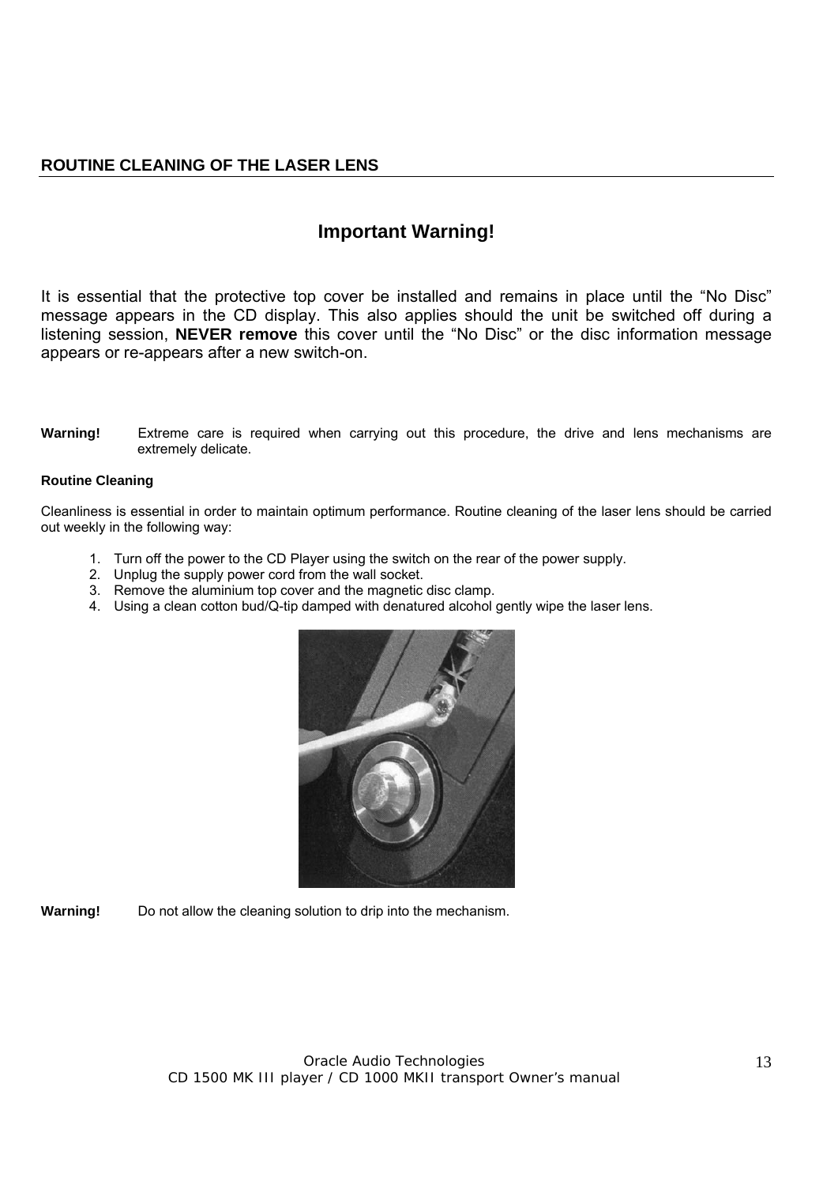## ROUTINE CLEANING OF THE LASER LENS

### Important Warning!

It is essential that the protective top cover be installed and remains in place until the “No Disc” message appears in the CD display. This also applies should the unit be switched off during a listening session, **NEVER remove** this cover until the “No Disc” or the disc information message appears or re-appears after a new switch-on.

**Warning!** Extreme care is required when carrying out this procedure, the drive and lens mechanisms are extremely delicate.

**Routine Cleaning**

Cleanliness is essential in order to maintain optimum performance. Routine cleaning of the laser lens should be carried out weekly in the following way:

1. Turn off the power to the CD Player using the switch on the rear of the power supply.
2. Unplug the supply power cord from the wall socket.
3. Remove the aluminium top cover and the magnetic disc clamp.
4. Using a clean cotton bud/Q-tip damped with denatured alcohol gently wipe the laser lens.

**Warning!** Do not allow the cleaning solution to drip into the mechanism.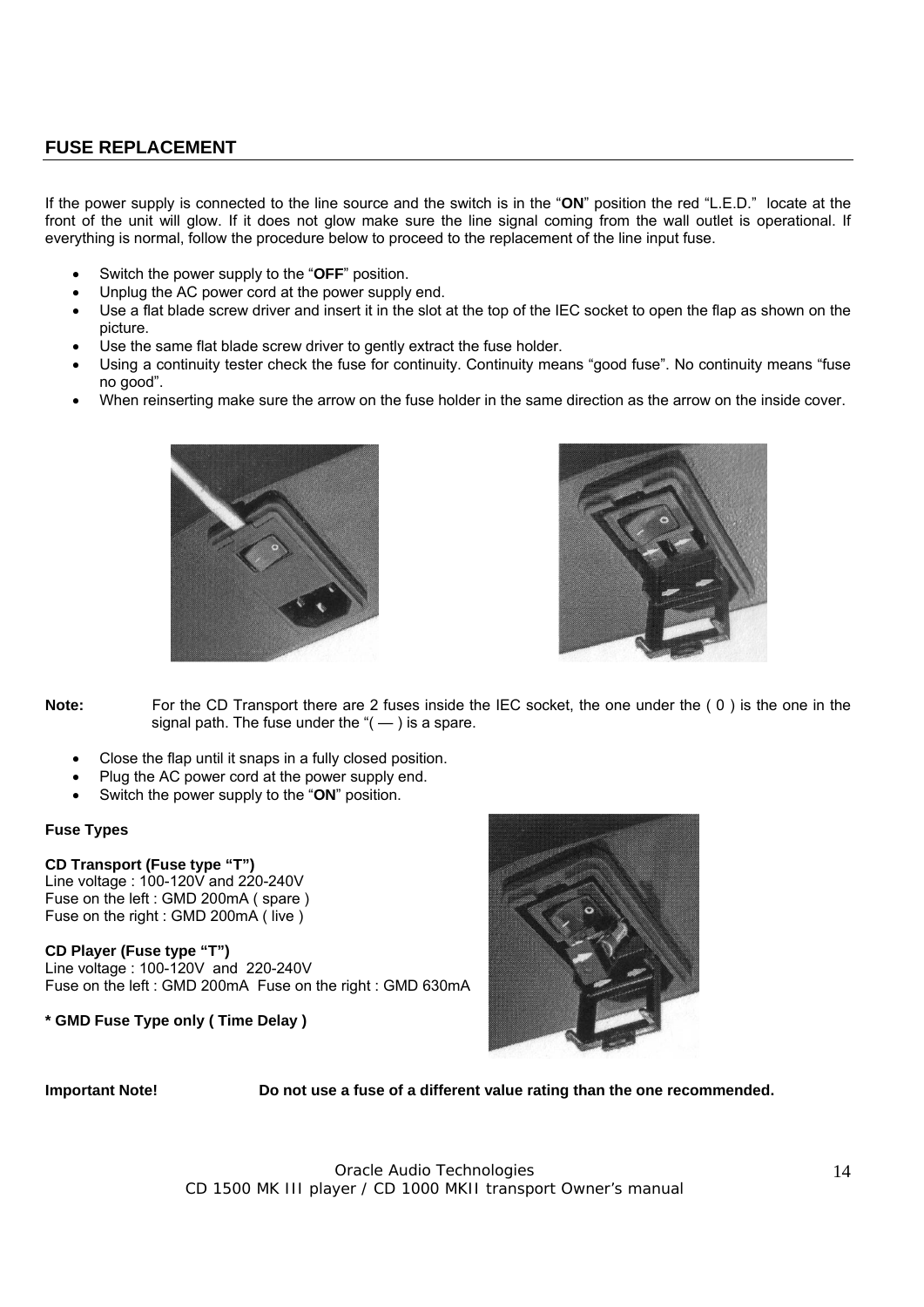## FUSE REPLACEMENT

If the power supply is connected to the line source and the switch is in the "**ON**" position the red "L.E.D." locate at the front of the unit will glow. If it does not glow make sure the line signal coming from the wall outlet is operational. If everything is normal, follow the procedure below to proceed to the replacement of the line input fuse.

- Switch the power supply to the "**OFF**" position.
- Unplug the AC power cord at the power supply end.
- Use a flat blade screw driver and insert it in the slot at the top of the IEC socket to open the flap as shown on the picture.
- Use the same flat blade screw driver to gently extract the fuse holder.
- Using a continuity tester check the fuse for continuity. Continuity means "good fuse". No continuity means "fuse no good".
- When reinserting make sure the arrow on the fuse holder in the same direction as the arrow on the inside cover.

**Note:** For the CD Transport there are 2 fuses inside the IEC socket, the one under the ( 0 ) is the one in the signal path. The fuse under the "( — ) is a spare.

- Close the flap until it snaps in a fully closed position.
- Plug the AC power cord at the power supply end.
- Switch the power supply to the "**ON**" position.

**Fuse Types**

**CD Transport (Fuse type "T")**
Line voltage : 100-120V and 220-240V
Fuse on the left : GMD 200mA ( spare )
Fuse on the right : GMD 200mA ( live )

**CD Player (Fuse type "T")**
Line voltage : 100-120V and 220-240V
Fuse on the left : GMD 200mA Fuse on the right : GMD 630mA

**\* GMD Fuse Type only ( Time Delay )**

**Important Note!** **Do not use a fuse of a different value rating than the one recommended.**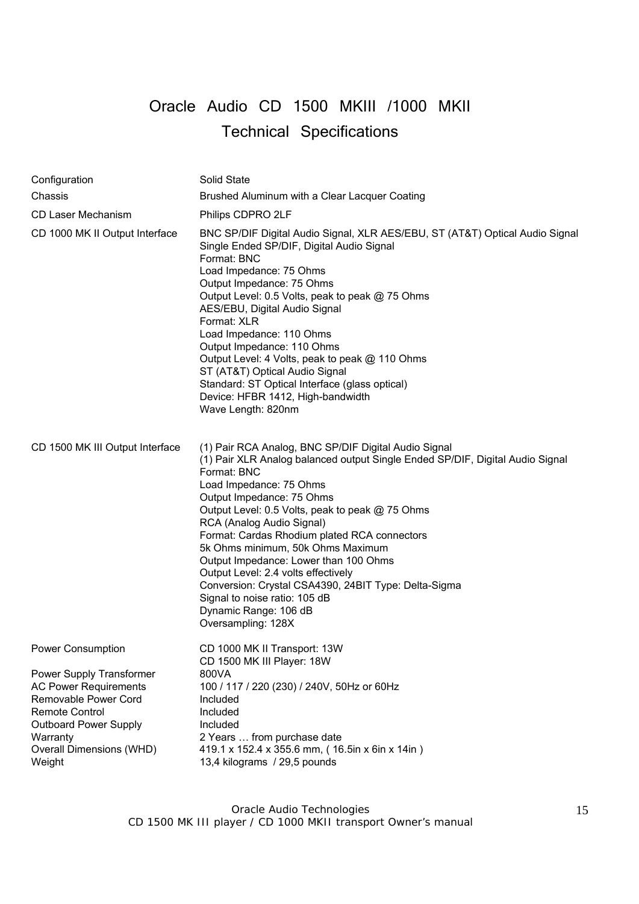# Oracle Audio CD 1500 MKIII /1000 MKII

## Technical Specifications

| | |
|---|---|
| Configuration | Solid State |
| Chassis | Brushed Aluminum with a Clear Lacquer Coating |
| CD Laser Mechanism | Philips CDPRO 2LF |
| CD 1000 MK II Output Interface | BNC SP/DIF Digital Audio Signal, XLR AES/EBU, ST (AT&T) Optical Audio Signal<br>Single Ended SP/DIF, Digital Audio Signal<br>Format: BNC<br>Load Impedance: 75 Ohms<br>Output Impedance: 75 Ohms<br>Output Level: 0.5 Volts, peak to peak @ 75 Ohms<br>AES/EBU, Digital Audio Signal<br>Format: XLR<br>Load Impedance: 110 Ohms<br>Output Impedance: 110 Ohms<br>Output Level: 4 Volts, peak to peak @ 110 Ohms<br>ST (AT&T) Optical Audio Signal<br>Standard: ST Optical Interface (glass optical)<br>Device: HFBR 1412, High-bandwidth<br>Wave Length: 820nm |
| CD 1500 MK III Output Interface | (1) Pair RCA Analog, BNC SP/DIF Digital Audio Signal<br>(1) Pair XLR Analog balanced output Single Ended SP/DIF, Digital Audio Signal<br>Format: BNC<br>Load Impedance: 75 Ohms<br>Output Impedance: 75 Ohms<br>Output Level: 0.5 Volts, peak to peak @ 75 Ohms<br>RCA (Analog Audio Signal)<br>Format: Cardas Rhodium plated RCA connectors<br>5k Ohms minimum, 50k Ohms Maximum<br>Output Impedance: Lower than 100 Ohms<br>Output Level: 2.4 volts effectively<br>Conversion: Crystal CSA4390, 24BIT Type: Delta-Sigma<br>Signal to noise ratio: 105 dB<br>Dynamic Range: 106 dB<br>Oversampling: 128X |
| Power Consumption | CD 1000 MK II Transport: 13W<br>CD 1500 MK III Player: 18W |
| Power Supply Transformer | 800VA |
| AC Power Requirements | 100 / 117 / 220 (230) / 240V, 50Hz or 60Hz |
| Removable Power Cord | Included |
| Remote Control | Included |
| Outboard Power Supply | Included |
| Warranty | 2 Years … from purchase date |
| Overall Dimensions (WHD) | 419.1 x 152.4 x 355.6 mm, ( 16.5in x 6in x 14in ) |
| Weight | 13,4 kilograms / 29,5 pounds |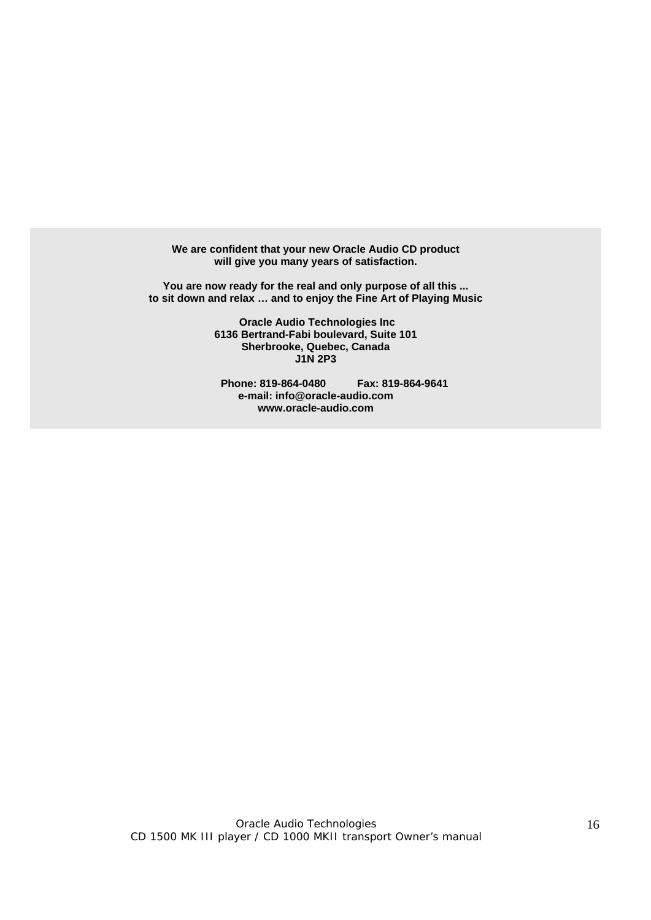**We are confident that your new Oracle Audio CD product will give you many years of satisfaction.**

**You are now ready for the real and only purpose of all this ... to sit down and relax … and to enjoy the Fine Art of Playing Music**

**Oracle Audio Technologies Inc**
**6136 Bertrand-Fabi boulevard, Suite 101**
**Sherbrooke, Quebec, Canada**
**J1N 2P3**

**Phone: 819-864-0480 Fax: 819-864-9641**
**e-mail: info@oracle-audio.com**
**www.oracle-audio.com**